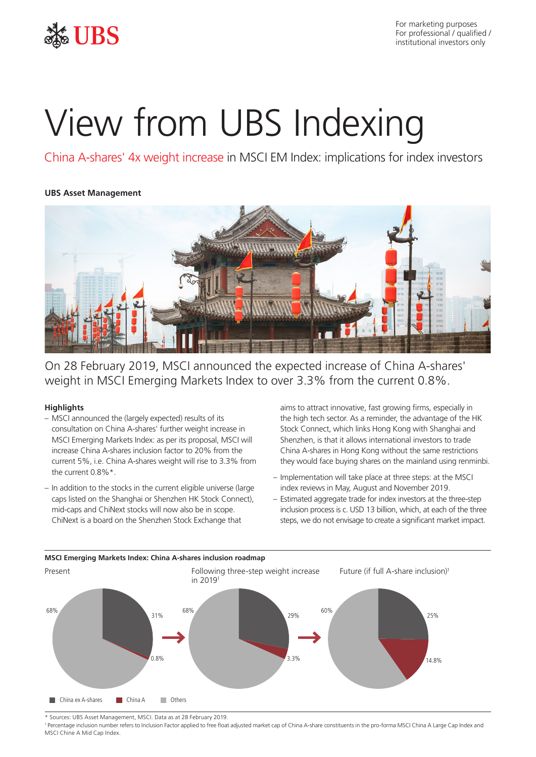For marketing purposes
For professional / qualified / institutional investors only

# View from UBS Indexing

## China A-shares' 4x weight increase in MSCI EM Index: implications for index investors

**UBS Asset Management**

On 28 February 2019, MSCI announced the expected increase of China A-shares' weight in MSCI Emerging Markets Index to over 3.3% from the current 0.8%.

### Highlights

- MSCI announced the (largely expected) results of its consultation on China A-shares' further weight increase in MSCI Emerging Markets Index: as per its proposal, MSCI will increase China A-shares inclusion factor to 20% from the current 5%, i.e. China A-shares weight will rise to 3.3% from the current 0.8%*.
- In addition to the stocks in the current eligible universe (large caps listed on the Shanghai or Shenzhen HK Stock Connect), mid-caps and ChiNext stocks will now also be in scope. ChiNext is a board on the Shenzhen Stock Exchange that aims to attract innovative, fast growing firms, especially in the high tech sector. As a reminder, the advantage of the HK Stock Connect, which links Hong Kong with Shanghai and Shenzhen, is that it allows international investors to trade China A-shares in Hong Kong without the same restrictions they would face buying shares on the mainland using renminbi.
- Implementation will take place at three steps: at the MSCI index reviews in May, August and November 2019.
- Estimated aggregate trade for index investors at the three-step inclusion process is c. USD 13 billion, which, at each of the three steps, we do not envisage to create a significant market impact.

**MSCI Emerging Markets Index: China A-shares inclusion roadmap**

| | Present | Following three-step weight increase in 2019[1] | Future (if full A-share inclusion)[1] |
|---|---|---|---|
| China ex A-shares | 31% | 29% | 25% |
| China A | 0.8% | 3.3% | 14.8% |
| Others | 68% | 68% | 60% |

\* Sources: UBS Asset Management, MSCI. Data as at 28 February 2019.

[1] Percentage inclusion number refers to Inclusion Factor applied to free float adjusted market cap of China A-share constituents in the pro-forma MSCI China A Large Cap Index and MSCI Chine A Mid Cap Index.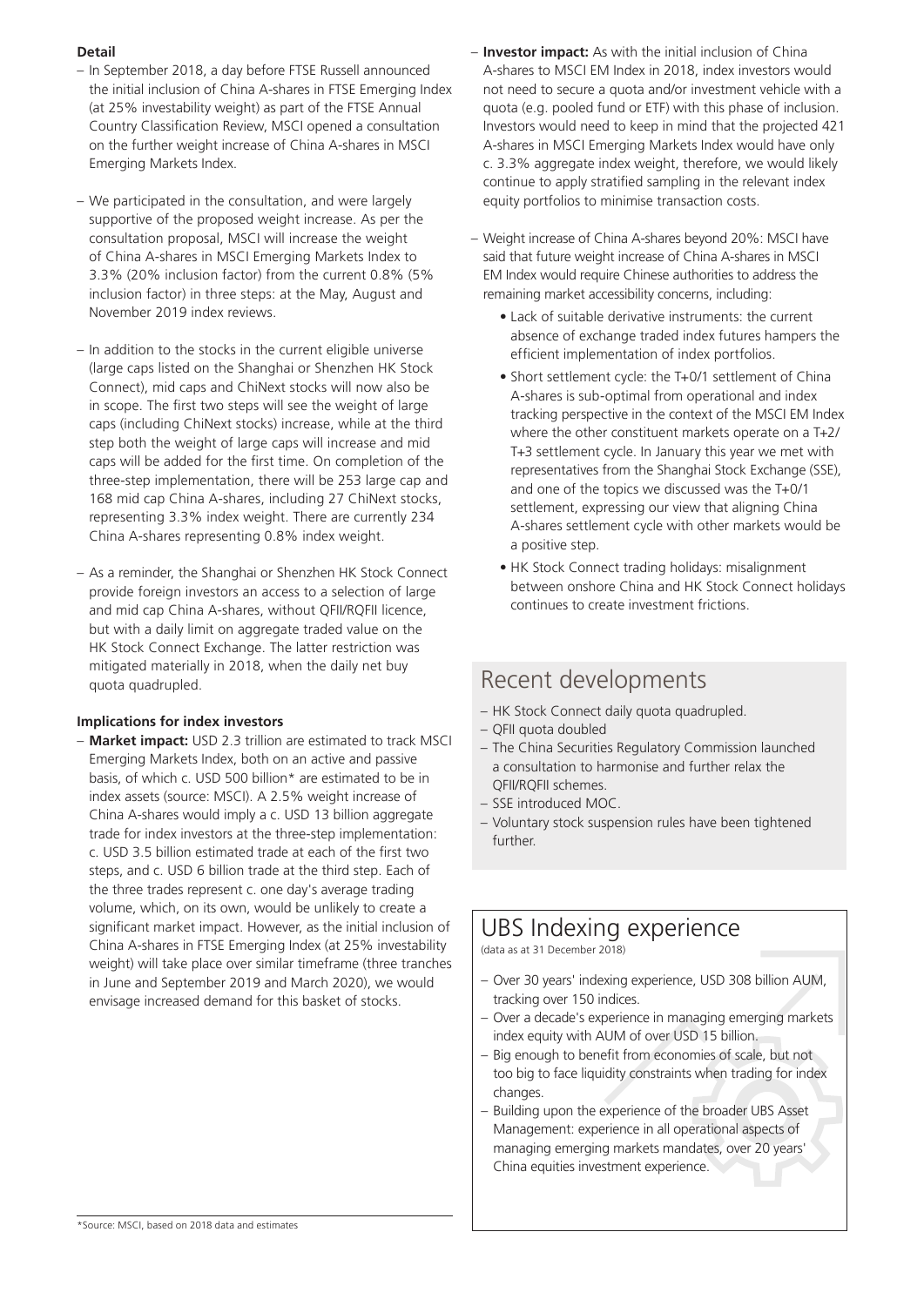**Detail**

- In September 2018, a day before FTSE Russell announced the initial inclusion of China A-shares in FTSE Emerging Index (at 25% investability weight) as part of the FTSE Annual Country Classification Review, MSCI opened a consultation on the further weight increase of China A-shares in MSCI Emerging Markets Index.
- We participated in the consultation, and were largely supportive of the proposed weight increase. As per the consultation proposal, MSCI will increase the weight of China A-shares in MSCI Emerging Markets Index to 3.3% (20% inclusion factor) from the current 0.8% (5% inclusion factor) in three steps: at the May, August and November 2019 index reviews.
- In addition to the stocks in the current eligible universe (large caps listed on the Shanghai or Shenzhen HK Stock Connect), mid caps and ChiNext stocks will now also be in scope. The first two steps will see the weight of large caps (including ChiNext stocks) increase, while at the third step both the weight of large caps will increase and mid caps will be added for the first time. On completion of the three-step implementation, there will be 253 large cap and 168 mid cap China A-shares, including 27 ChiNext stocks, representing 3.3% index weight. There are currently 234 China A-shares representing 0.8% index weight.
- As a reminder, the Shanghai or Shenzhen HK Stock Connect provide foreign investors an access to a selection of large and mid cap China A-shares, without QFII/RQFII licence, but with a daily limit on aggregate traded value on the HK Stock Connect Exchange. The latter restriction was mitigated materially in 2018, when the daily net buy quota quadrupled.

**Implications for index investors**

- **Market impact:** USD 2.3 trillion are estimated to track MSCI Emerging Markets Index, both on an active and passive basis, of which c. USD 500 billion* are estimated to be in index assets (source: MSCI). A 2.5% weight increase of China A-shares would imply a c. USD 13 billion aggregate trade for index investors at the three-step implementation: c. USD 3.5 billion estimated trade at each of the first two steps, and c. USD 6 billion trade at the third step. Each of the three trades represent c. one day's average trading volume, which, on its own, would be unlikely to create a significant market impact. However, as the initial inclusion of China A-shares in FTSE Emerging Index (at 25% investability weight) will take place over similar timeframe (three tranches in June and September 2019 and March 2020), we would envisage increased demand for this basket of stocks.
- **Investor impact:** As with the initial inclusion of China A-shares to MSCI EM Index in 2018, index investors would not need to secure a quota and/or investment vehicle with a quota (e.g. pooled fund or ETF) with this phase of inclusion. Investors would need to keep in mind that the projected 421 A-shares in MSCI Emerging Markets Index would have only c. 3.3% aggregate index weight, therefore, we would likely continue to apply stratified sampling in the relevant index equity portfolios to minimise transaction costs.
- Weight increase of China A-shares beyond 20%: MSCI have said that future weight increase of China A-shares in MSCI EM Index would require Chinese authorities to address the remaining market accessibility concerns, including:
  - Lack of suitable derivative instruments: the current absence of exchange traded index futures hampers the efficient implementation of index portfolios.
  - Short settlement cycle: the T+0/1 settlement of China A-shares is sub-optimal from operational and index tracking perspective in the context of the MSCI EM Index where the other constituent markets operate on a T+2/T+3 settlement cycle. In January this year we met with representatives from the Shanghai Stock Exchange (SSE), and one of the topics we discussed was the T+0/1 settlement, expressing our view that aligning China A-shares settlement cycle with other markets would be a positive step.
  - HK Stock Connect trading holidays: misalignment between onshore China and HK Stock Connect holidays continues to create investment frictions.

## Recent developments

- HK Stock Connect daily quota quadrupled.
- QFII quota doubled
- The China Securities Regulatory Commission launched a consultation to harmonise and further relax the QFII/RQFII schemes.
- SSE introduced MOC.
- Voluntary stock suspension rules have been tightened further.

## UBS Indexing experience

(data as at 31 December 2018)

- Over 30 years' indexing experience, USD 308 billion AUM, tracking over 150 indices.
- Over a decade's experience in managing emerging markets index equity with AUM of over USD 15 billion.
- Big enough to benefit from economies of scale, but not too big to face liquidity constraints when trading for index changes.
- Building upon the experience of the broader UBS Asset Management: experience in all operational aspects of managing emerging markets mandates, over 20 years' China equities investment experience.

*Source: MSCI, based on 2018 data and estimates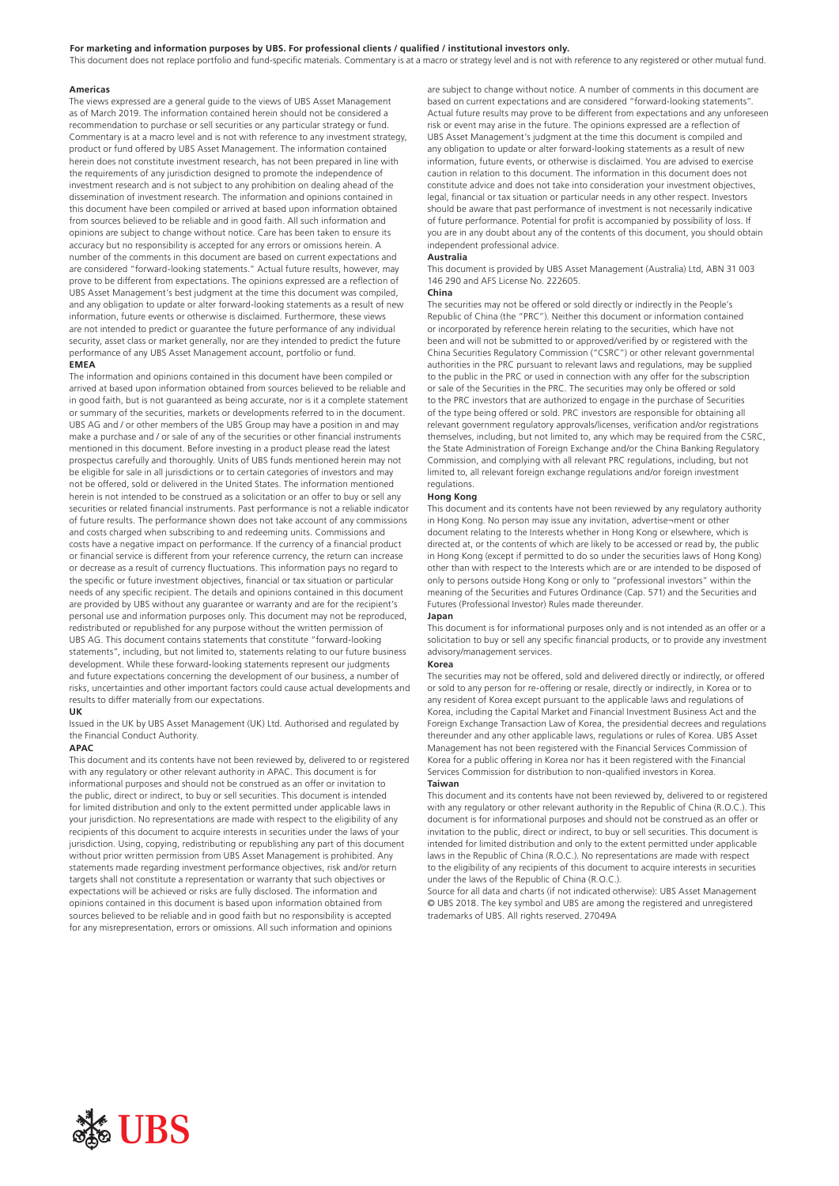**For marketing and information purposes by UBS. For professional clients / qualified / institutional investors only.**

This document does not replace portfolio and fund-specific materials. Commentary is at a macro or strategy level and is not with reference to any registered or other mutual fund.

**Americas**

The views expressed are a general guide to the views of UBS Asset Management as of March 2019. The information contained herein should not be considered a recommendation to purchase or sell securities or any particular strategy or fund. Commentary is at a macro level and is not with reference to any investment strategy, product or fund offered by UBS Asset Management. The information contained herein does not constitute investment research, has not been prepared in line with the requirements of any jurisdiction designed to promote the independence of investment research and is not subject to any prohibition on dealing ahead of the dissemination of investment research. The information and opinions contained in this document have been compiled or arrived at based upon information obtained from sources believed to be reliable and in good faith. All such information and opinions are subject to change without notice. Care has been taken to ensure its accuracy but no responsibility is accepted for any errors or omissions herein. A number of the comments in this document are based on current expectations and are considered "forward-looking statements." Actual future results, however, may prove to be different from expectations. The opinions expressed are a reflection of UBS Asset Management's best judgment at the time this document was compiled, and any obligation to update or alter forward-looking statements as a result of new information, future events or otherwise is disclaimed. Furthermore, these views are not intended to predict or guarantee the future performance of any individual security, asset class or market generally, nor are they intended to predict the future performance of any UBS Asset Management account, portfolio or fund.

**EMEA**

The information and opinions contained in this document have been compiled or arrived at based upon information obtained from sources believed to be reliable and in good faith, but is not guaranteed as being accurate, nor is it a complete statement or summary of the securities, markets or developments referred to in the document. UBS AG and / or other members of the UBS Group may have a position in and may make a purchase and / or sale of any of the securities or other financial instruments mentioned in this document. Before investing in a product please read the latest prospectus carefully and thoroughly. Units of UBS funds mentioned herein may not be eligible for sale in all jurisdictions or to certain categories of investors and may not be offered, sold or delivered in the United States. The information mentioned herein is not intended to be construed as a solicitation or an offer to buy or sell any securities or related financial instruments. Past performance is not a reliable indicator of future results. The performance shown does not take account of any commissions and costs charged when subscribing to and redeeming units. Commissions and costs have a negative impact on performance. If the currency of a financial product or financial service is different from your reference currency, the return can increase or decrease as a result of currency fluctuations. This information pays no regard to the specific or future investment objectives, financial or tax situation or particular needs of any specific recipient. The details and opinions contained in this document are provided by UBS without any guarantee or warranty and are for the recipient's personal use and information purposes only. This document may not be reproduced, redistributed or republished for any purpose without the written permission of UBS AG. This document contains statements that constitute "forward-looking statements", including, but not limited to, statements relating to our future business development. While these forward-looking statements represent our judgments and future expectations concerning the development of our business, a number of risks, uncertainties and other important factors could cause actual developments and results to differ materially from our expectations.

**UK**

Issued in the UK by UBS Asset Management (UK) Ltd. Authorised and regulated by the Financial Conduct Authority.

**APAC**

This document and its contents have not been reviewed by, delivered to or registered with any regulatory or other relevant authority in APAC. This document is for informational purposes and should not be construed as an offer or invitation to the public, direct or indirect, to buy or sell securities. This document is intended for limited distribution and only to the extent permitted under applicable laws in your jurisdiction. No representations are made with respect to the eligibility of any recipients of this document to acquire interests in securities under the laws of your jurisdiction. Using, copying, redistributing or republishing any part of this document without prior written permission from UBS Asset Management is prohibited. Any statements made regarding investment performance objectives, risk and/or return targets shall not constitute a representation or warranty that such objectives or expectations will be achieved or risks are fully disclosed. The information and opinions contained in this document is based upon information obtained from sources believed to be reliable and in good faith but no responsibility is accepted for any misrepresentation, errors or omissions. All such information and opinions are subject to change without notice. A number of comments in this document are based on current expectations and are considered "forward-looking statements". Actual future results may prove to be different from expectations and any unforeseen risk or event may arise in the future. The opinions expressed are a reflection of UBS Asset Management's judgment at the time this document is compiled and any obligation to update or alter forward-looking statements as a result of new information, future events, or otherwise is disclaimed. You are advised to exercise caution in relation to this document. The information in this document does not constitute advice and does not take into consideration your investment objectives, legal, financial or tax situation or particular needs in any other respect. Investors should be aware that past performance of investment is not necessarily indicative of future performance. Potential for profit is accompanied by possibility of loss. If you are in any doubt about any of the contents of this document, you should obtain independent professional advice.

**Australia**

This document is provided by UBS Asset Management (Australia) Ltd, ABN 31 003 146 290 and AFS License No. 222605.

**China**

The securities may not be offered or sold directly or indirectly in the People's Republic of China (the "PRC"). Neither this document or information contained or incorporated by reference herein relating to the securities, which have not been and will not be submitted to or approved/verified by or registered with the China Securities Regulatory Commission ("CSRC") or other relevant governmental authorities in the PRC pursuant to relevant laws and regulations, may be supplied to the public in the PRC or used in connection with any offer for the subscription or sale of the Securities in the PRC. The securities may only be offered or sold to the PRC investors that are authorized to engage in the purchase of Securities of the type being offered or sold. PRC investors are responsible for obtaining all relevant government regulatory approvals/licenses, verification and/or registrations themselves, including, but not limited to, any which may be required from the CSRC, the State Administration of Foreign Exchange and/or the China Banking Regulatory Commission, and complying with all relevant PRC regulations, including, but not limited to, all relevant foreign exchange regulations and/or foreign investment regulations.

**Hong Kong**

This document and its contents have not been reviewed by any regulatory authority in Hong Kong. No person may issue any invitation, advertise¬ment or other document relating to the Interests whether in Hong Kong or elsewhere, which is directed at, or the contents of which are likely to be accessed or read by, the public in Hong Kong (except if permitted to do so under the securities laws of Hong Kong) other than with respect to the Interests which are or are intended to be disposed of only to persons outside Hong Kong or only to "professional investors" within the meaning of the Securities and Futures Ordinance (Cap. 571) and the Securities and Futures (Professional Investor) Rules made thereunder.

**Japan**

This document is for informational purposes only and is not intended as an offer or a solicitation to buy or sell any specific financial products, or to provide any investment advisory/management services.

**Korea**

The securities may not be offered, sold and delivered directly or indirectly, or offered or sold to any person for re-offering or resale, directly or indirectly, in Korea or to any resident of Korea except pursuant to the applicable laws and regulations of Korea, including the Capital Market and Financial Investment Business Act and the Foreign Exchange Transaction Law of Korea, the presidential decrees and regulations thereunder and any other applicable laws, regulations or rules of Korea. UBS Asset Management has not been registered with the Financial Services Commission of Korea for a public offering in Korea nor has it been registered with the Financial Services Commission for distribution to non-qualified investors in Korea.

**Taiwan**

This document and its contents have not been reviewed by, delivered to or registered with any regulatory or other relevant authority in the Republic of China (R.O.C.). This document is for informational purposes and should not be construed as an offer or invitation to the public, direct or indirect, to buy or sell securities. This document is intended for limited distribution and only to the extent permitted under applicable laws in the Republic of China (R.O.C.). No representations are made with respect to the eligibility of any recipients of this document to acquire interests in securities under the laws of the Republic of China (R.O.C.).

Source for all data and charts (if not indicated otherwise): UBS Asset Management

© UBS 2018. The key symbol and UBS are among the registered and unregistered trademarks of UBS. All rights reserved. 27049A

UBS